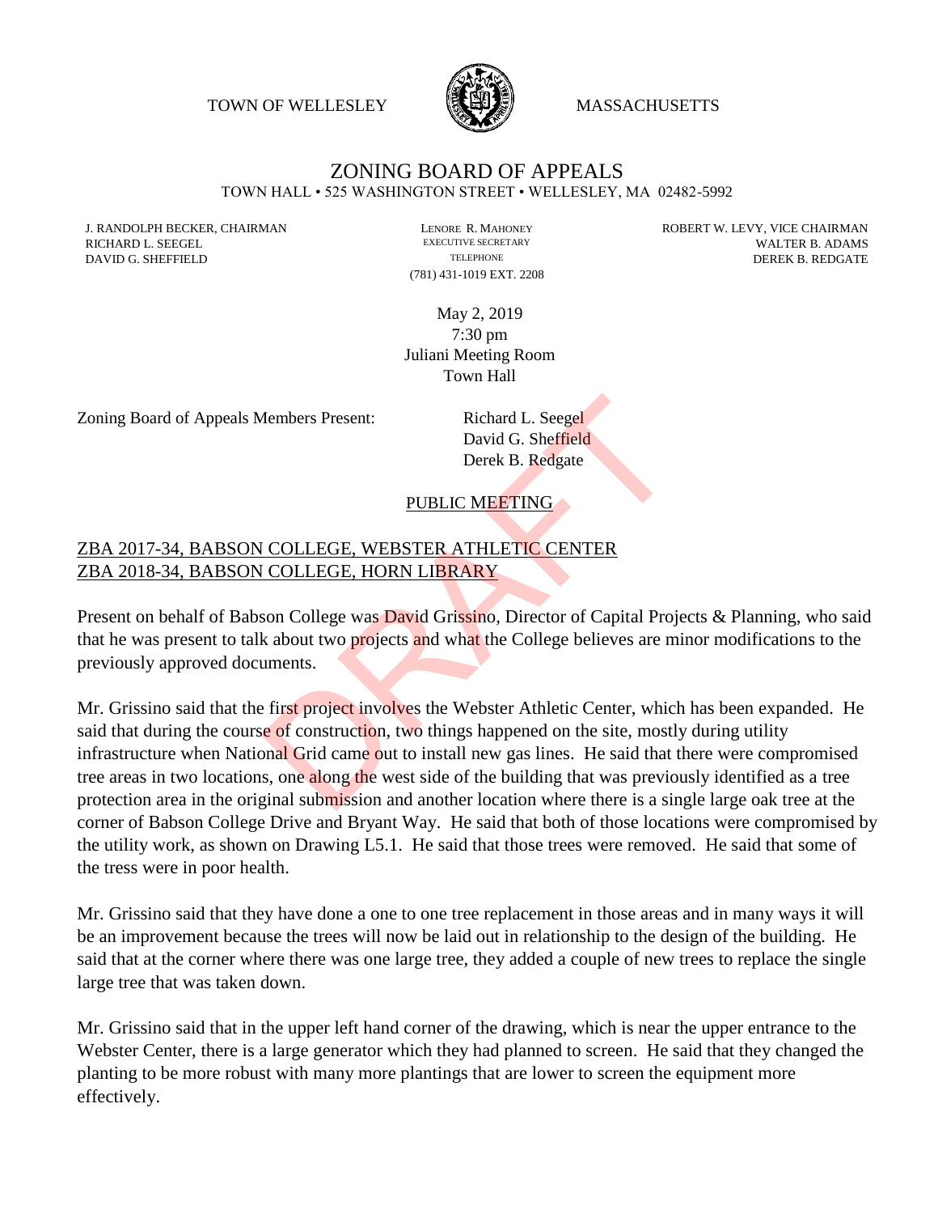TOWN OF WELLESLEY MASSACHUSETTS

# ZONING BOARD OF APPEALS

TOWN HALL • 525 WASHINGTON STREET • WELLESLEY, MA 02482-5992

J. RANDOLPH BECKER, CHAIRMAN
RICHARD L. SEEGEL
DAVID G. SHEFFIELD

LENORE R. MAHONEY
EXECUTIVE SECRETARY
TELEPHONE
(781) 431-1019 EXT. 2208

ROBERT W. LEVY, VICE CHAIRMAN
WALTER B. ADAMS
DEREK B. REDGATE

May 2, 2019
7:30 pm
Juliani Meeting Room
Town Hall

Zoning Board of Appeals Members Present: Richard L. Seegel
David G. Sheffield
Derek B. Redgate

PUBLIC MEETING

ZBA 2017-34, BABSON COLLEGE, WEBSTER ATHLETIC CENTER
ZBA 2018-34, BABSON COLLEGE, HORN LIBRARY

Present on behalf of Babson College was David Grissino, Director of Capital Projects & Planning, who said that he was present to talk about two projects and what the College believes are minor modifications to the previously approved documents.

Mr. Grissino said that the first project involves the Webster Athletic Center, which has been expanded. He said that during the course of construction, two things happened on the site, mostly during utility infrastructure when National Grid came out to install new gas lines. He said that there were compromised tree areas in two locations, one along the west side of the building that was previously identified as a tree protection area in the original submission and another location where there is a single large oak tree at the corner of Babson College Drive and Bryant Way. He said that both of those locations were compromised by the utility work, as shown on Drawing L5.1. He said that those trees were removed. He said that some of the tress were in poor health.

Mr. Grissino said that they have done a one to one tree replacement in those areas and in many ways it will be an improvement because the trees will now be laid out in relationship to the design of the building. He said that at the corner where there was one large tree, they added a couple of new trees to replace the single large tree that was taken down.

Mr. Grissino said that in the upper left hand corner of the drawing, which is near the upper entrance to the Webster Center, there is a large generator which they had planned to screen. He said that they changed the planting to be more robust with many more plantings that are lower to screen the equipment more effectively.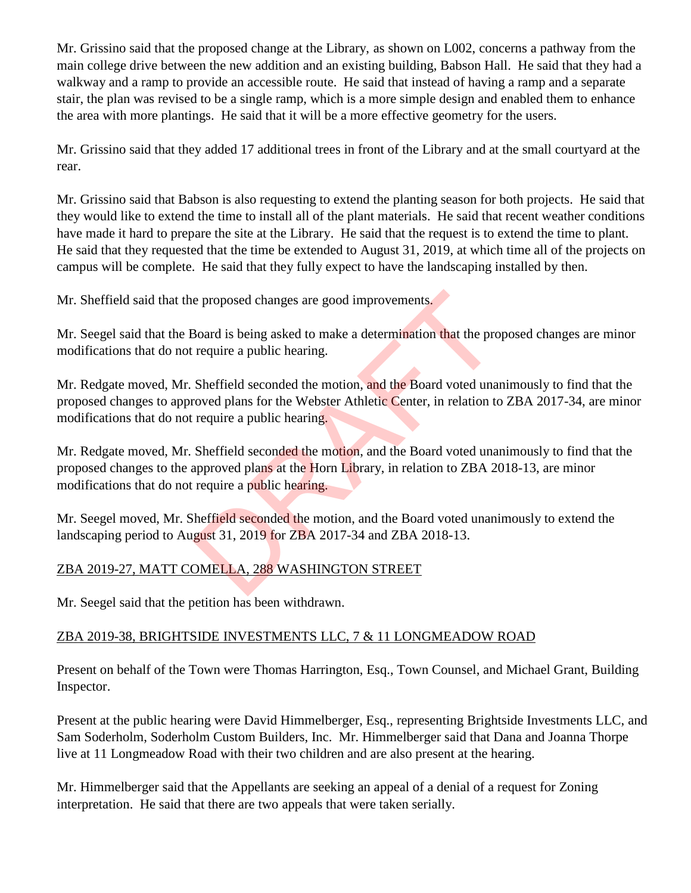Mr. Grissino said that the proposed change at the Library, as shown on L002, concerns a pathway from the main college drive between the new addition and an existing building, Babson Hall. He said that they had a walkway and a ramp to provide an accessible route. He said that instead of having a ramp and a separate stair, the plan was revised to be a single ramp, which is a more simple design and enabled them to enhance the area with more plantings. He said that it will be a more effective geometry for the users.

Mr. Grissino said that they added 17 additional trees in front of the Library and at the small courtyard at the rear.

Mr. Grissino said that Babson is also requesting to extend the planting season for both projects. He said that they would like to extend the time to install all of the plant materials. He said that recent weather conditions have made it hard to prepare the site at the Library. He said that the request is to extend the time to plant. He said that they requested that the time be extended to August 31, 2019, at which time all of the projects on campus will be complete. He said that they fully expect to have the landscaping installed by then.

Mr. Sheffield said that the proposed changes are good improvements.

Mr. Seegel said that the Board is being asked to make a determination that the proposed changes are minor modifications that do not require a public hearing.

Mr. Redgate moved, Mr. Sheffield seconded the motion, and the Board voted unanimously to find that the proposed changes to approved plans for the Webster Athletic Center, in relation to ZBA 2017-34, are minor modifications that do not require a public hearing.

Mr. Redgate moved, Mr. Sheffield seconded the motion, and the Board voted unanimously to find that the proposed changes to the approved plans at the Horn Library, in relation to ZBA 2018-13, are minor modifications that do not require a public hearing.

Mr. Seegel moved, Mr. Sheffield seconded the motion, and the Board voted unanimously to extend the landscaping period to August 31, 2019 for ZBA 2017-34 and ZBA 2018-13.

## ZBA 2019-27, MATT COMELLA, 288 WASHINGTON STREET

Mr. Seegel said that the petition has been withdrawn.

## ZBA 2019-38, BRIGHTSIDE INVESTMENTS LLC, 7 & 11 LONGMEADOW ROAD

Present on behalf of the Town were Thomas Harrington, Esq., Town Counsel, and Michael Grant, Building Inspector.

Present at the public hearing were David Himmelberger, Esq., representing Brightside Investments LLC, and Sam Soderholm, Soderholm Custom Builders, Inc. Mr. Himmelberger said that Dana and Joanna Thorpe live at 11 Longmeadow Road with their two children and are also present at the hearing.

Mr. Himmelberger said that the Appellants are seeking an appeal of a denial of a request for Zoning interpretation. He said that there are two appeals that were taken serially.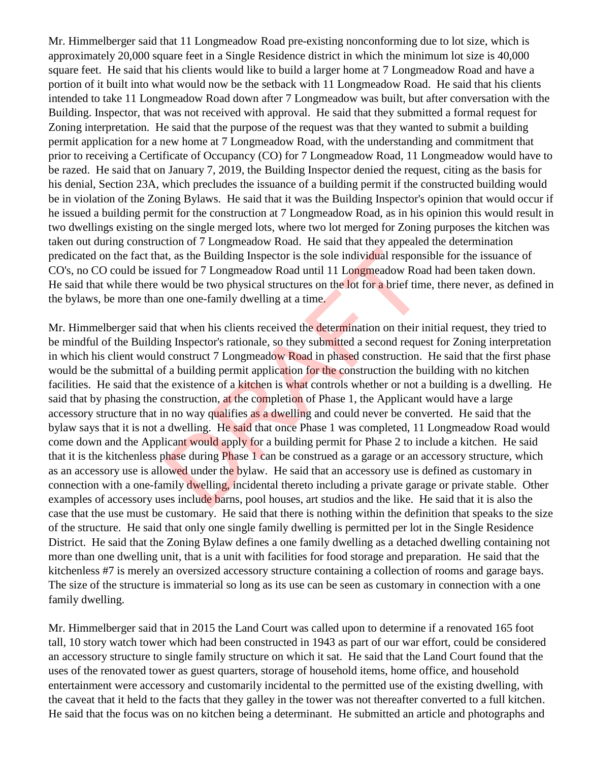Mr. Himmelberger said that 11 Longmeadow Road pre-existing nonconforming due to lot size, which is approximately 20,000 square feet in a Single Residence district in which the minimum lot size is 40,000 square feet. He said that his clients would like to build a larger home at 7 Longmeadow Road and have a portion of it built into what would now be the setback with 11 Longmeadow Road. He said that his clients intended to take 11 Longmeadow Road down after 7 Longmeadow was built, but after conversation with the Building. Inspector, that was not received with approval. He said that they submitted a formal request for Zoning interpretation. He said that the purpose of the request was that they wanted to submit a building permit application for a new home at 7 Longmeadow Road, with the understanding and commitment that prior to receiving a Certificate of Occupancy (CO) for 7 Longmeadow Road, 11 Longmeadow would have to be razed. He said that on January 7, 2019, the Building Inspector denied the request, citing as the basis for his denial, Section 23A, which precludes the issuance of a building permit if the constructed building would be in violation of the Zoning Bylaws. He said that it was the Building Inspector's opinion that would occur if he issued a building permit for the construction at 7 Longmeadow Road, as in his opinion this would result in two dwellings existing on the single merged lots, where two lot merged for Zoning purposes the kitchen was taken out during construction of 7 Longmeadow Road. He said that they appealed the determination predicated on the fact that, as the Building Inspector is the sole individual responsible for the issuance of CO's, no CO could be issued for 7 Longmeadow Road until 11 Longmeadow Road had been taken down. He said that while there would be two physical structures on the lot for a brief time, there never, as defined in the bylaws, be more than one one-family dwelling at a time.

Mr. Himmelberger said that when his clients received the determination on their initial request, they tried to be mindful of the Building Inspector's rationale, so they submitted a second request for Zoning interpretation in which his client would construct 7 Longmeadow Road in phased construction. He said that the first phase would be the submittal of a building permit application for the construction the building with no kitchen facilities. He said that the existence of a kitchen is what controls whether or not a building is a dwelling. He said that by phasing the construction, at the completion of Phase 1, the Applicant would have a large accessory structure that in no way qualifies as a dwelling and could never be converted. He said that the bylaw says that it is not a dwelling. He said that once Phase 1 was completed, 11 Longmeadow Road would come down and the Applicant would apply for a building permit for Phase 2 to include a kitchen. He said that it is the kitchenless phase during Phase 1 can be construed as a garage or an accessory structure, which as an accessory use is allowed under the bylaw. He said that an accessory use is defined as customary in connection with a one-family dwelling, incidental thereto including a private garage or private stable. Other examples of accessory uses include barns, pool houses, art studios and the like. He said that it is also the case that the use must be customary. He said that there is nothing within the definition that speaks to the size of the structure. He said that only one single family dwelling is permitted per lot in the Single Residence District. He said that the Zoning Bylaw defines a one family dwelling as a detached dwelling containing not more than one dwelling unit, that is a unit with facilities for food storage and preparation. He said that the kitchenless #7 is merely an oversized accessory structure containing a collection of rooms and garage bays. The size of the structure is immaterial so long as its use can be seen as customary in connection with a one family dwelling.

Mr. Himmelberger said that in 2015 the Land Court was called upon to determine if a renovated 165 foot tall, 10 story watch tower which had been constructed in 1943 as part of our war effort, could be considered an accessory structure to single family structure on which it sat. He said that the Land Court found that the uses of the renovated tower as guest quarters, storage of household items, home office, and household entertainment were accessory and customarily incidental to the permitted use of the existing dwelling, with the caveat that it held to the facts that they galley in the tower was not thereafter converted to a full kitchen. He said that the focus was on no kitchen being a determinant. He submitted an article and photographs and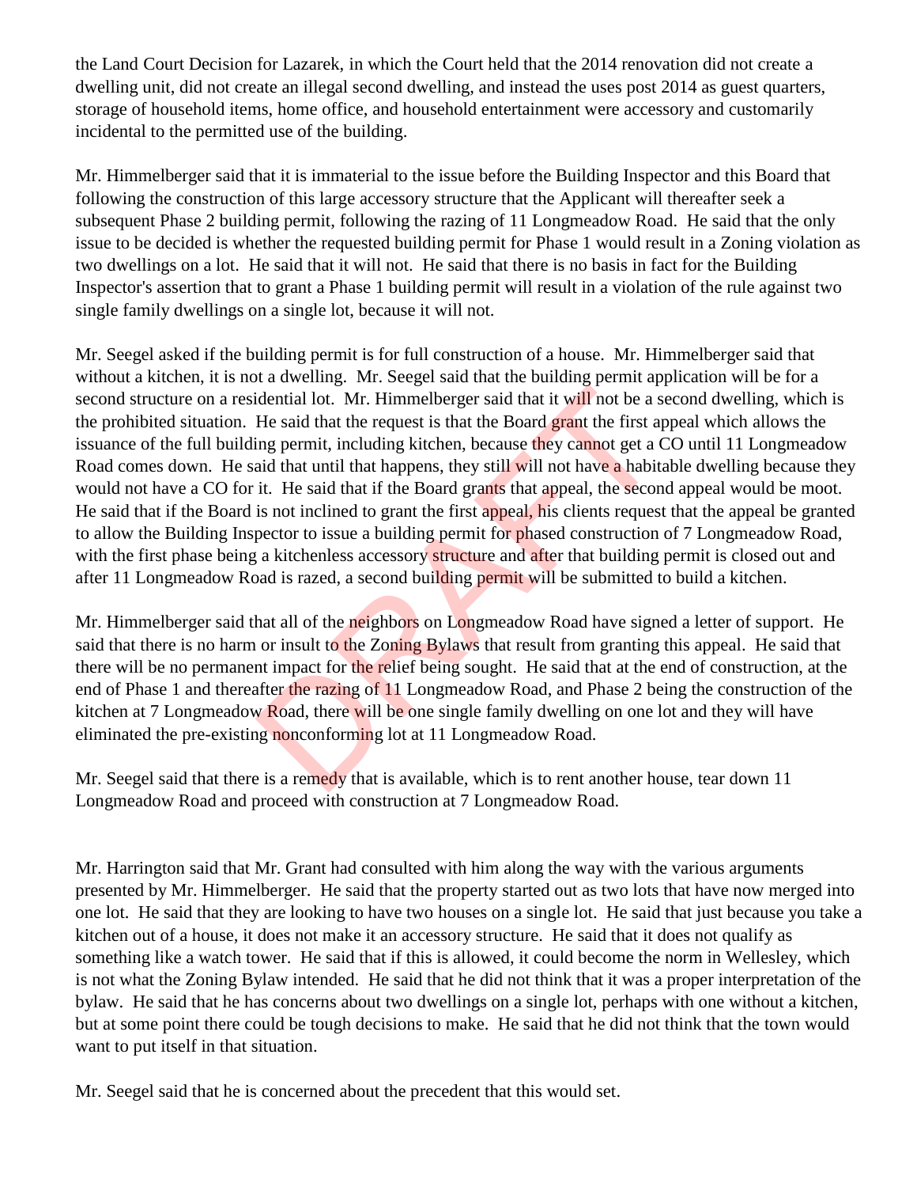the Land Court Decision for Lazarek, in which the Court held that the 2014 renovation did not create a dwelling unit, did not create an illegal second dwelling, and instead the uses post 2014 as guest quarters, storage of household items, home office, and household entertainment were accessory and customarily incidental to the permitted use of the building.

Mr. Himmelberger said that it is immaterial to the issue before the Building Inspector and this Board that following the construction of this large accessory structure that the Applicant will thereafter seek a subsequent Phase 2 building permit, following the razing of 11 Longmeadow Road. He said that the only issue to be decided is whether the requested building permit for Phase 1 would result in a Zoning violation as two dwellings on a lot. He said that it will not. He said that there is no basis in fact for the Building Inspector's assertion that to grant a Phase 1 building permit will result in a violation of the rule against two single family dwellings on a single lot, because it will not.

Mr. Seegel asked if the building permit is for full construction of a house. Mr. Himmelberger said that without a kitchen, it is not a dwelling. Mr. Seegel said that the building permit application will be for a second structure on a residential lot. Mr. Himmelberger said that it will not be a second dwelling, which is the prohibited situation. He said that the request is that the Board grant the first appeal which allows the issuance of the full building permit, including kitchen, because they cannot get a CO until 11 Longmeadow Road comes down. He said that until that happens, they still will not have a habitable dwelling because they would not have a CO for it. He said that if the Board grants that appeal, the second appeal would be moot. He said that if the Board is not inclined to grant the first appeal, his clients request that the appeal be granted to allow the Building Inspector to issue a building permit for phased construction of 7 Longmeadow Road, with the first phase being a kitchenless accessory structure and after that building permit is closed out and after 11 Longmeadow Road is razed, a second building permit will be submitted to build a kitchen.

Mr. Himmelberger said that all of the neighbors on Longmeadow Road have signed a letter of support. He said that there is no harm or insult to the Zoning Bylaws that result from granting this appeal. He said that there will be no permanent impact for the relief being sought. He said that at the end of construction, at the end of Phase 1 and thereafter the razing of 11 Longmeadow Road, and Phase 2 being the construction of the kitchen at 7 Longmeadow Road, there will be one single family dwelling on one lot and they will have eliminated the pre-existing nonconforming lot at 11 Longmeadow Road.

Mr. Seegel said that there is a remedy that is available, which is to rent another house, tear down 11 Longmeadow Road and proceed with construction at 7 Longmeadow Road.

Mr. Harrington said that Mr. Grant had consulted with him along the way with the various arguments presented by Mr. Himmelberger. He said that the property started out as two lots that have now merged into one lot. He said that they are looking to have two houses on a single lot. He said that just because you take a kitchen out of a house, it does not make it an accessory structure. He said that it does not qualify as something like a watch tower. He said that if this is allowed, it could become the norm in Wellesley, which is not what the Zoning Bylaw intended. He said that he did not think that it was a proper interpretation of the bylaw. He said that he has concerns about two dwellings on a single lot, perhaps with one without a kitchen, but at some point there could be tough decisions to make. He said that he did not think that the town would want to put itself in that situation.

Mr. Seegel said that he is concerned about the precedent that this would set.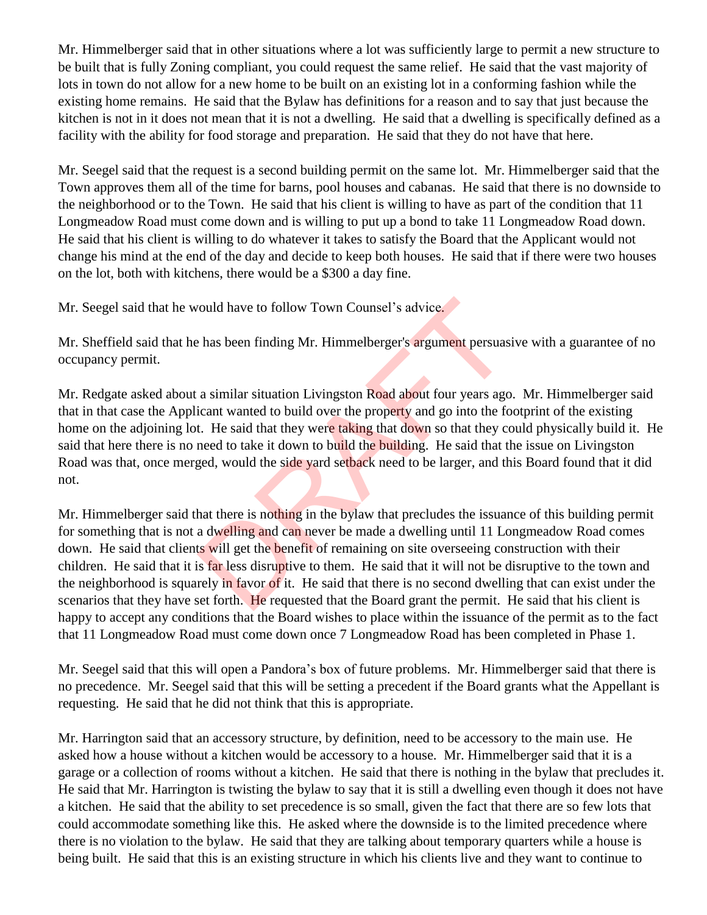Mr. Himmelberger said that in other situations where a lot was sufficiently large to permit a new structure to be built that is fully Zoning compliant, you could request the same relief. He said that the vast majority of lots in town do not allow for a new home to be built on an existing lot in a conforming fashion while the existing home remains. He said that the Bylaw has definitions for a reason and to say that just because the kitchen is not in it does not mean that it is not a dwelling. He said that a dwelling is specifically defined as a facility with the ability for food storage and preparation. He said that they do not have that here.

Mr. Seegel said that the request is a second building permit on the same lot. Mr. Himmelberger said that the Town approves them all of the time for barns, pool houses and cabanas. He said that there is no downside to the neighborhood or to the Town. He said that his client is willing to have as part of the condition that 11 Longmeadow Road must come down and is willing to put up a bond to take 11 Longmeadow Road down. He said that his client is willing to do whatever it takes to satisfy the Board that the Applicant would not change his mind at the end of the day and decide to keep both houses. He said that if there were two houses on the lot, both with kitchens, there would be a $300 a day fine.

Mr. Seegel said that he would have to follow Town Counsel's advice.

Mr. Sheffield said that he has been finding Mr. Himmelberger's argument persuasive with a guarantee of no occupancy permit.

Mr. Redgate asked about a similar situation Livingston Road about four years ago. Mr. Himmelberger said that in that case the Applicant wanted to build over the property and go into the footprint of the existing home on the adjoining lot. He said that they were taking that down so that they could physically build it. He said that here there is no need to take it down to build the building. He said that the issue on Livingston Road was that, once merged, would the side yard setback need to be larger, and this Board found that it did not.

Mr. Himmelberger said that there is nothing in the bylaw that precludes the issuance of this building permit for something that is not a dwelling and can never be made a dwelling until 11 Longmeadow Road comes down. He said that clients will get the benefit of remaining on site overseeing construction with their children. He said that it is far less disruptive to them. He said that it will not be disruptive to the town and the neighborhood is squarely in favor of it. He said that there is no second dwelling that can exist under the scenarios that they have set forth. He requested that the Board grant the permit. He said that his client is happy to accept any conditions that the Board wishes to place within the issuance of the permit as to the fact that 11 Longmeadow Road must come down once 7 Longmeadow Road has been completed in Phase 1.

Mr. Seegel said that this will open a Pandora's box of future problems. Mr. Himmelberger said that there is no precedence. Mr. Seegel said that this will be setting a precedent if the Board grants what the Appellant is requesting. He said that he did not think that this is appropriate.

Mr. Harrington said that an accessory structure, by definition, need to be accessory to the main use. He asked how a house without a kitchen would be accessory to a house. Mr. Himmelberger said that it is a garage or a collection of rooms without a kitchen. He said that there is nothing in the bylaw that precludes it. He said that Mr. Harrington is twisting the bylaw to say that it is still a dwelling even though it does not have a kitchen. He said that the ability to set precedence is so small, given the fact that there are so few lots that could accommodate something like this. He asked where the downside is to the limited precedence where there is no violation to the bylaw. He said that they are talking about temporary quarters while a house is being built. He said that this is an existing structure in which his clients live and they want to continue to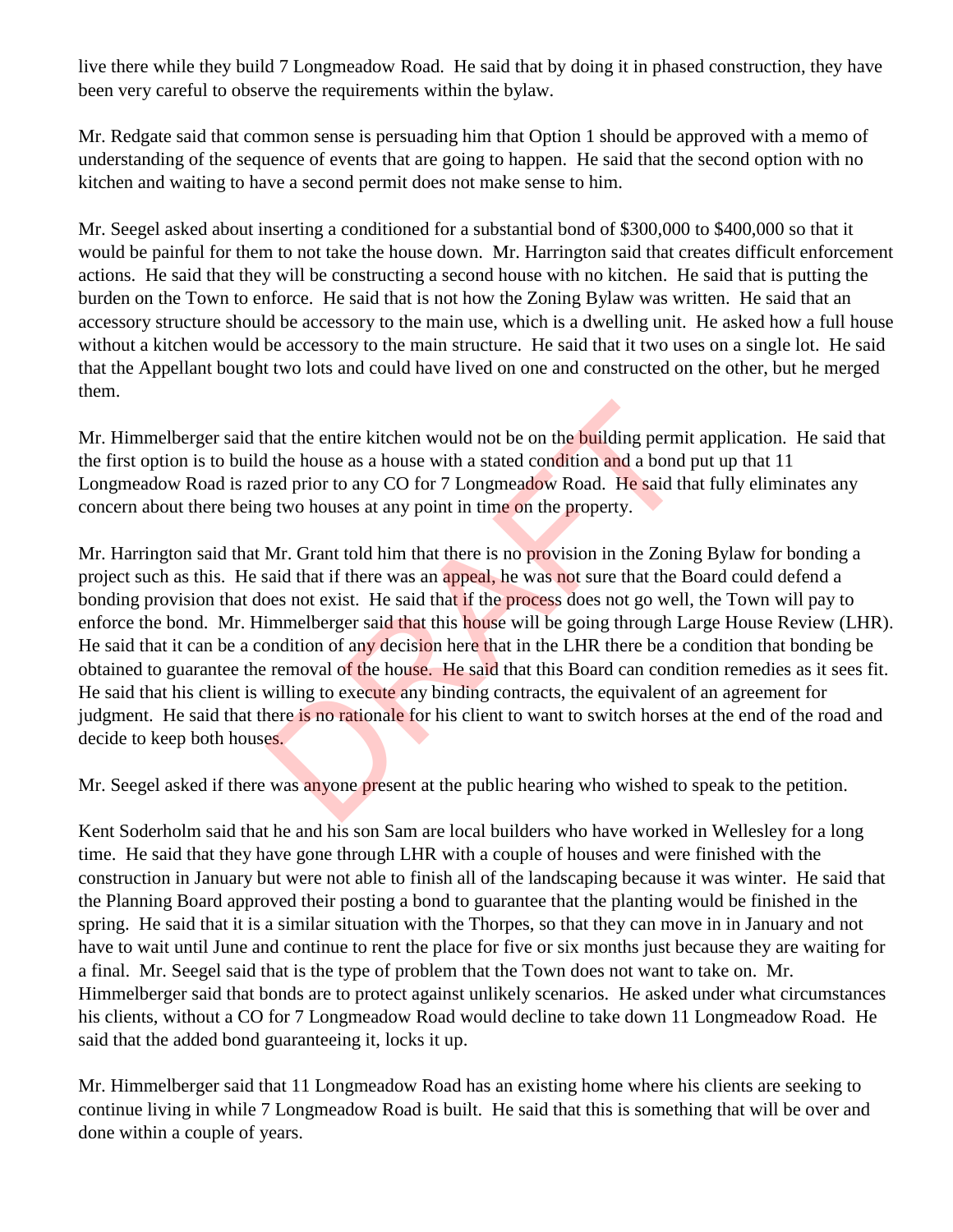live there while they build 7 Longmeadow Road. He said that by doing it in phased construction, they have been very careful to observe the requirements within the bylaw.

Mr. Redgate said that common sense is persuading him that Option 1 should be approved with a memo of understanding of the sequence of events that are going to happen. He said that the second option with no kitchen and waiting to have a second permit does not make sense to him.

Mr. Seegel asked about inserting a conditioned for a substantial bond of $300,000 to $400,000 so that it would be painful for them to not take the house down. Mr. Harrington said that creates difficult enforcement actions. He said that they will be constructing a second house with no kitchen. He said that is putting the burden on the Town to enforce. He said that is not how the Zoning Bylaw was written. He said that an accessory structure should be accessory to the main use, which is a dwelling unit. He asked how a full house without a kitchen would be accessory to the main structure. He said that it two uses on a single lot. He said that the Appellant bought two lots and could have lived on one and constructed on the other, but he merged them.

Mr. Himmelberger said that the entire kitchen would not be on the building permit application. He said that the first option is to build the house as a house with a stated condition and a bond put up that 11 Longmeadow Road is razed prior to any CO for 7 Longmeadow Road. He said that fully eliminates any concern about there being two houses at any point in time on the property.

Mr. Harrington said that Mr. Grant told him that there is no provision in the Zoning Bylaw for bonding a project such as this. He said that if there was an appeal, he was not sure that the Board could defend a bonding provision that does not exist. He said that if the process does not go well, the Town will pay to enforce the bond. Mr. Himmelberger said that this house will be going through Large House Review (LHR). He said that it can be a condition of any decision here that in the LHR there be a condition that bonding be obtained to guarantee the removal of the house. He said that this Board can condition remedies as it sees fit. He said that his client is willing to execute any binding contracts, the equivalent of an agreement for judgment. He said that there is no rationale for his client to want to switch horses at the end of the road and decide to keep both houses.

Mr. Seegel asked if there was anyone present at the public hearing who wished to speak to the petition.

Kent Soderholm said that he and his son Sam are local builders who have worked in Wellesley for a long time. He said that they have gone through LHR with a couple of houses and were finished with the construction in January but were not able to finish all of the landscaping because it was winter. He said that the Planning Board approved their posting a bond to guarantee that the planting would be finished in the spring. He said that it is a similar situation with the Thorpes, so that they can move in in January and not have to wait until June and continue to rent the place for five or six months just because they are waiting for a final. Mr. Seegel said that is the type of problem that the Town does not want to take on. Mr. Himmelberger said that bonds are to protect against unlikely scenarios. He asked under what circumstances his clients, without a CO for 7 Longmeadow Road would decline to take down 11 Longmeadow Road. He said that the added bond guaranteeing it, locks it up.

Mr. Himmelberger said that 11 Longmeadow Road has an existing home where his clients are seeking to continue living in while 7 Longmeadow Road is built. He said that this is something that will be over and done within a couple of years.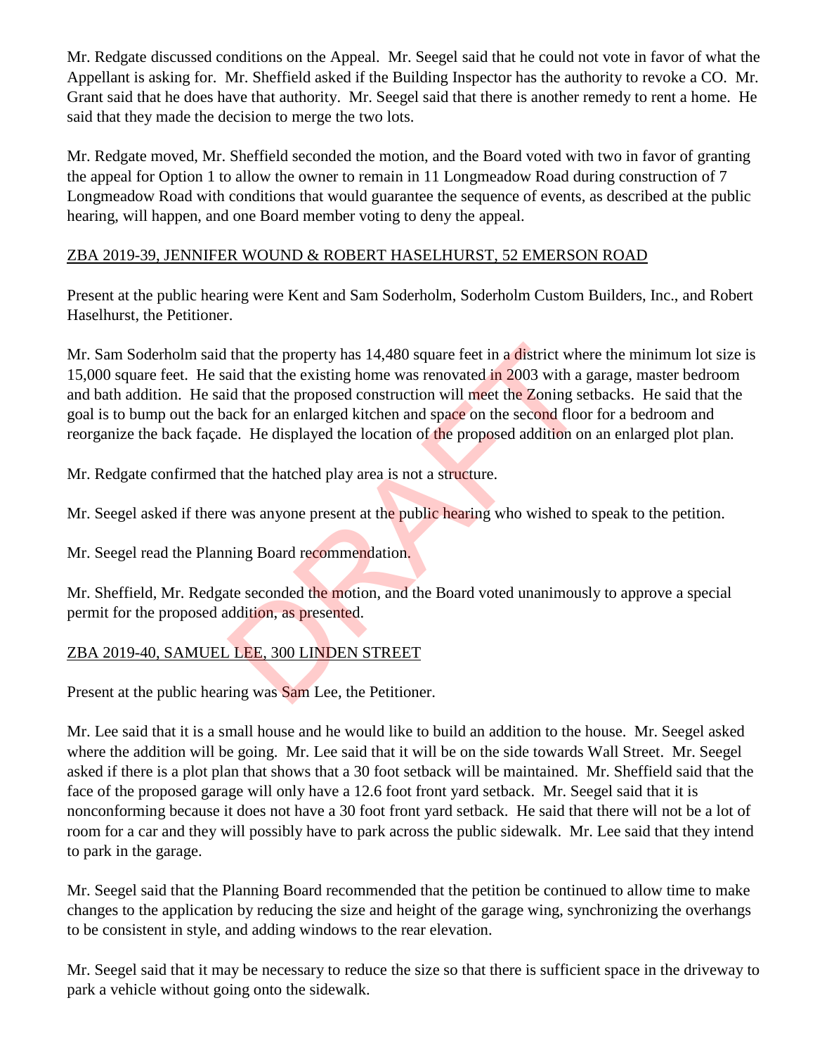Mr. Redgate discussed conditions on the Appeal. Mr. Seegel said that he could not vote in favor of what the Appellant is asking for. Mr. Sheffield asked if the Building Inspector has the authority to revoke a CO. Mr. Grant said that he does have that authority. Mr. Seegel said that there is another remedy to rent a home. He said that they made the decision to merge the two lots.

Mr. Redgate moved, Mr. Sheffield seconded the motion, and the Board voted with two in favor of granting the appeal for Option 1 to allow the owner to remain in 11 Longmeadow Road during construction of 7 Longmeadow Road with conditions that would guarantee the sequence of events, as described at the public hearing, will happen, and one Board member voting to deny the appeal.

ZBA 2019-39, JENNIFER WOUND & ROBERT HASELHURST, 52 EMERSON ROAD

Present at the public hearing were Kent and Sam Soderholm, Soderholm Custom Builders, Inc., and Robert Haselhurst, the Petitioner.

Mr. Sam Soderholm said that the property has 14,480 square feet in a district where the minimum lot size is 15,000 square feet. He said that the existing home was renovated in 2003 with a garage, master bedroom and bath addition. He said that the proposed construction will meet the Zoning setbacks. He said that the goal is to bump out the back for an enlarged kitchen and space on the second floor for a bedroom and reorganize the back façade. He displayed the location of the proposed addition on an enlarged plot plan.

Mr. Redgate confirmed that the hatched play area is not a structure.

Mr. Seegel asked if there was anyone present at the public hearing who wished to speak to the petition.

Mr. Seegel read the Planning Board recommendation.

Mr. Sheffield, Mr. Redgate seconded the motion, and the Board voted unanimously to approve a special permit for the proposed addition, as presented.

ZBA 2019-40, SAMUEL LEE, 300 LINDEN STREET

Present at the public hearing was Sam Lee, the Petitioner.

Mr. Lee said that it is a small house and he would like to build an addition to the house. Mr. Seegel asked where the addition will be going. Mr. Lee said that it will be on the side towards Wall Street. Mr. Seegel asked if there is a plot plan that shows that a 30 foot setback will be maintained. Mr. Sheffield said that the face of the proposed garage will only have a 12.6 foot front yard setback. Mr. Seegel said that it is nonconforming because it does not have a 30 foot front yard setback. He said that there will not be a lot of room for a car and they will possibly have to park across the public sidewalk. Mr. Lee said that they intend to park in the garage.

Mr. Seegel said that the Planning Board recommended that the petition be continued to allow time to make changes to the application by reducing the size and height of the garage wing, synchronizing the overhangs to be consistent in style, and adding windows to the rear elevation.

Mr. Seegel said that it may be necessary to reduce the size so that there is sufficient space in the driveway to park a vehicle without going onto the sidewalk.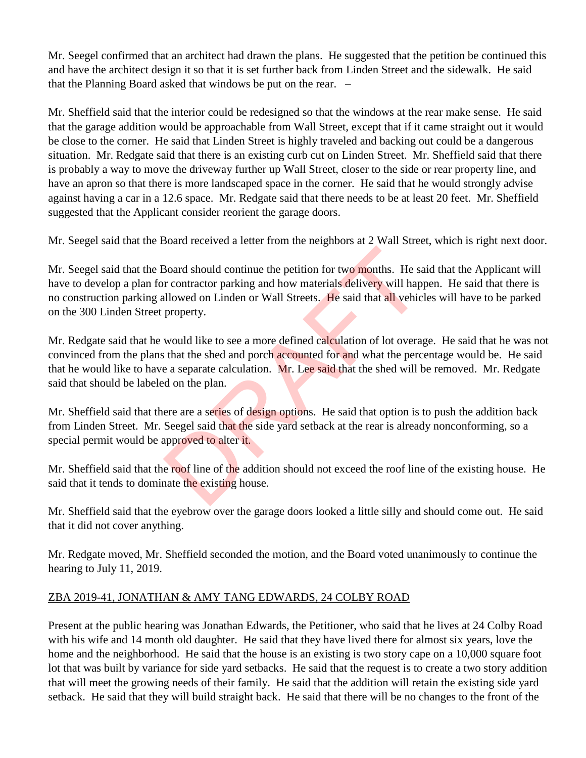Mr. Seegel confirmed that an architect had drawn the plans. He suggested that the petition be continued this and have the architect design it so that it is set further back from Linden Street and the sidewalk. He said that the Planning Board asked that windows be put on the rear. –

Mr. Sheffield said that the interior could be redesigned so that the windows at the rear make sense. He said that the garage addition would be approachable from Wall Street, except that if it came straight out it would be close to the corner. He said that Linden Street is highly traveled and backing out could be a dangerous situation. Mr. Redgate said that there is an existing curb cut on Linden Street. Mr. Sheffield said that there is probably a way to move the driveway further up Wall Street, closer to the side or rear property line, and have an apron so that there is more landscaped space in the corner. He said that he would strongly advise against having a car in a 12.6 space. Mr. Redgate said that there needs to be at least 20 feet. Mr. Sheffield suggested that the Applicant consider reorient the garage doors.

Mr. Seegel said that the Board received a letter from the neighbors at 2 Wall Street, which is right next door.

Mr. Seegel said that the Board should continue the petition for two months. He said that the Applicant will have to develop a plan for contractor parking and how materials delivery will happen. He said that there is no construction parking allowed on Linden or Wall Streets. He said that all vehicles will have to be parked on the 300 Linden Street property.

Mr. Redgate said that he would like to see a more defined calculation of lot overage. He said that he was not convinced from the plans that the shed and porch accounted for and what the percentage would be. He said that he would like to have a separate calculation. Mr. Lee said that the shed will be removed. Mr. Redgate said that should be labeled on the plan.

Mr. Sheffield said that there are a series of design options. He said that option is to push the addition back from Linden Street. Mr. Seegel said that the side yard setback at the rear is already nonconforming, so a special permit would be approved to alter it.

Mr. Sheffield said that the roof line of the addition should not exceed the roof line of the existing house. He said that it tends to dominate the existing house.

Mr. Sheffield said that the eyebrow over the garage doors looked a little silly and should come out. He said that it did not cover anything.

Mr. Redgate moved, Mr. Sheffield seconded the motion, and the Board voted unanimously to continue the hearing to July 11, 2019.

ZBA 2019-41, JONATHAN & AMY TANG EDWARDS, 24 COLBY ROAD

Present at the public hearing was Jonathan Edwards, the Petitioner, who said that he lives at 24 Colby Road with his wife and 14 month old daughter. He said that they have lived there for almost six years, love the home and the neighborhood. He said that the house is an existing is two story cape on a 10,000 square foot lot that was built by variance for side yard setbacks. He said that the request is to create a two story addition that will meet the growing needs of their family. He said that the addition will retain the existing side yard setback. He said that they will build straight back. He said that there will be no changes to the front of the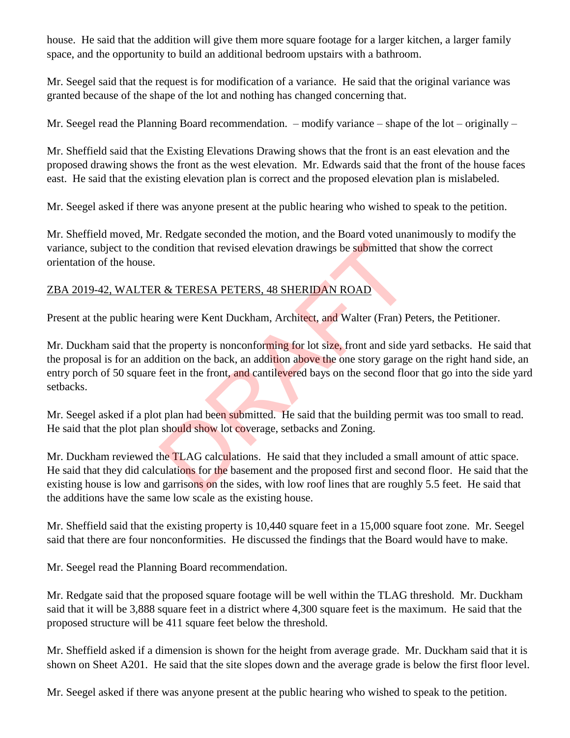house. He said that the addition will give them more square footage for a larger kitchen, a larger family space, and the opportunity to build an additional bedroom upstairs with a bathroom.

Mr. Seegel said that the request is for modification of a variance. He said that the original variance was granted because of the shape of the lot and nothing has changed concerning that.

Mr. Seegel read the Planning Board recommendation. – modify variance – shape of the lot – originally –

Mr. Sheffield said that the Existing Elevations Drawing shows that the front is an east elevation and the proposed drawing shows the front as the west elevation. Mr. Edwards said that the front of the house faces east. He said that the existing elevation plan is correct and the proposed elevation plan is mislabeled.

Mr. Seegel asked if there was anyone present at the public hearing who wished to speak to the petition.

Mr. Sheffield moved, Mr. Redgate seconded the motion, and the Board voted unanimously to modify the variance, subject to the condition that revised elevation drawings be submitted that show the correct orientation of the house.

ZBA 2019-42, WALTER & TERESA PETERS, 48 SHERIDAN ROAD

Present at the public hearing were Kent Duckham, Architect, and Walter (Fran) Peters, the Petitioner.

Mr. Duckham said that the property is nonconforming for lot size, front and side yard setbacks. He said that the proposal is for an addition on the back, an addition above the one story garage on the right hand side, an entry porch of 50 square feet in the front, and cantilevered bays on the second floor that go into the side yard setbacks.

Mr. Seegel asked if a plot plan had been submitted. He said that the building permit was too small to read. He said that the plot plan should show lot coverage, setbacks and Zoning.

Mr. Duckham reviewed the TLAG calculations. He said that they included a small amount of attic space. He said that they did calculations for the basement and the proposed first and second floor. He said that the existing house is low and garrisons on the sides, with low roof lines that are roughly 5.5 feet. He said that the additions have the same low scale as the existing house.

Mr. Sheffield said that the existing property is 10,440 square feet in a 15,000 square foot zone. Mr. Seegel said that there are four nonconformities. He discussed the findings that the Board would have to make.

Mr. Seegel read the Planning Board recommendation.

Mr. Redgate said that the proposed square footage will be well within the TLAG threshold. Mr. Duckham said that it will be 3,888 square feet in a district where 4,300 square feet is the maximum. He said that the proposed structure will be 411 square feet below the threshold.

Mr. Sheffield asked if a dimension is shown for the height from average grade. Mr. Duckham said that it is shown on Sheet A201. He said that the site slopes down and the average grade is below the first floor level.

Mr. Seegel asked if there was anyone present at the public hearing who wished to speak to the petition.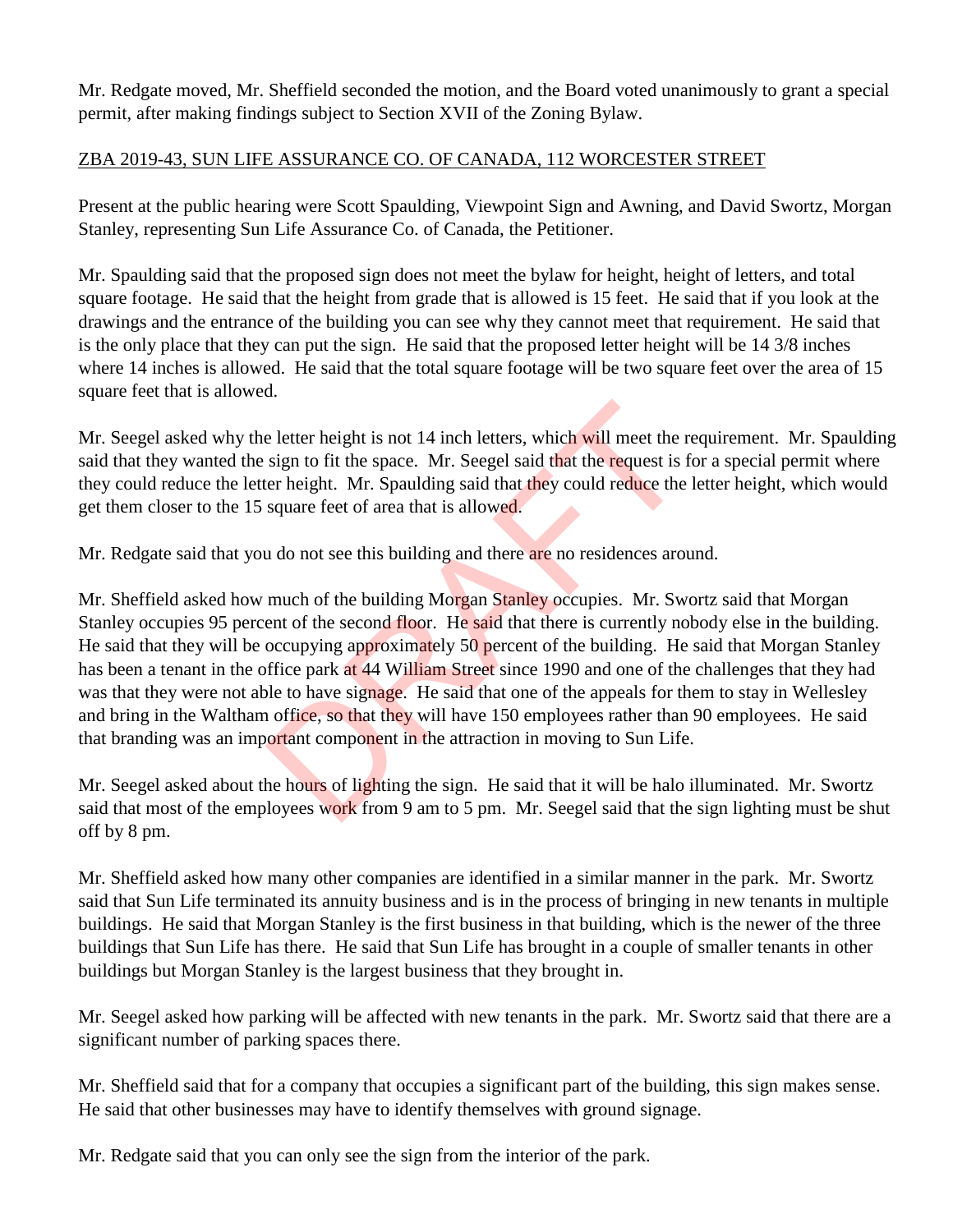Mr. Redgate moved, Mr. Sheffield seconded the motion, and the Board voted unanimously to grant a special permit, after making findings subject to Section XVII of the Zoning Bylaw.

ZBA 2019-43, SUN LIFE ASSURANCE CO. OF CANADA, 112 WORCESTER STREET

Present at the public hearing were Scott Spaulding, Viewpoint Sign and Awning, and David Swortz, Morgan Stanley, representing Sun Life Assurance Co. of Canada, the Petitioner.

Mr. Spaulding said that the proposed sign does not meet the bylaw for height, height of letters, and total square footage. He said that the height from grade that is allowed is 15 feet. He said that if you look at the drawings and the entrance of the building you can see why they cannot meet that requirement. He said that is the only place that they can put the sign. He said that the proposed letter height will be 14 3/8 inches where 14 inches is allowed. He said that the total square footage will be two square feet over the area of 15 square feet that is allowed.

Mr. Seegel asked why the letter height is not 14 inch letters, which will meet the requirement. Mr. Spaulding said that they wanted the sign to fit the space. Mr. Seegel said that the request is for a special permit where they could reduce the letter height. Mr. Spaulding said that they could reduce the letter height, which would get them closer to the 15 square feet of area that is allowed.

Mr. Redgate said that you do not see this building and there are no residences around.

Mr. Sheffield asked how much of the building Morgan Stanley occupies. Mr. Swortz said that Morgan Stanley occupies 95 percent of the second floor. He said that there is currently nobody else in the building. He said that they will be occupying approximately 50 percent of the building. He said that Morgan Stanley has been a tenant in the office park at 44 William Street since 1990 and one of the challenges that they had was that they were not able to have signage. He said that one of the appeals for them to stay in Wellesley and bring in the Waltham office, so that they will have 150 employees rather than 90 employees. He said that branding was an important component in the attraction in moving to Sun Life.

Mr. Seegel asked about the hours of lighting the sign. He said that it will be halo illuminated. Mr. Swortz said that most of the employees work from 9 am to 5 pm. Mr. Seegel said that the sign lighting must be shut off by 8 pm.

Mr. Sheffield asked how many other companies are identified in a similar manner in the park. Mr. Swortz said that Sun Life terminated its annuity business and is in the process of bringing in new tenants in multiple buildings. He said that Morgan Stanley is the first business in that building, which is the newer of the three buildings that Sun Life has there. He said that Sun Life has brought in a couple of smaller tenants in other buildings but Morgan Stanley is the largest business that they brought in.

Mr. Seegel asked how parking will be affected with new tenants in the park. Mr. Swortz said that there are a significant number of parking spaces there.

Mr. Sheffield said that for a company that occupies a significant part of the building, this sign makes sense. He said that other businesses may have to identify themselves with ground signage.

Mr. Redgate said that you can only see the sign from the interior of the park.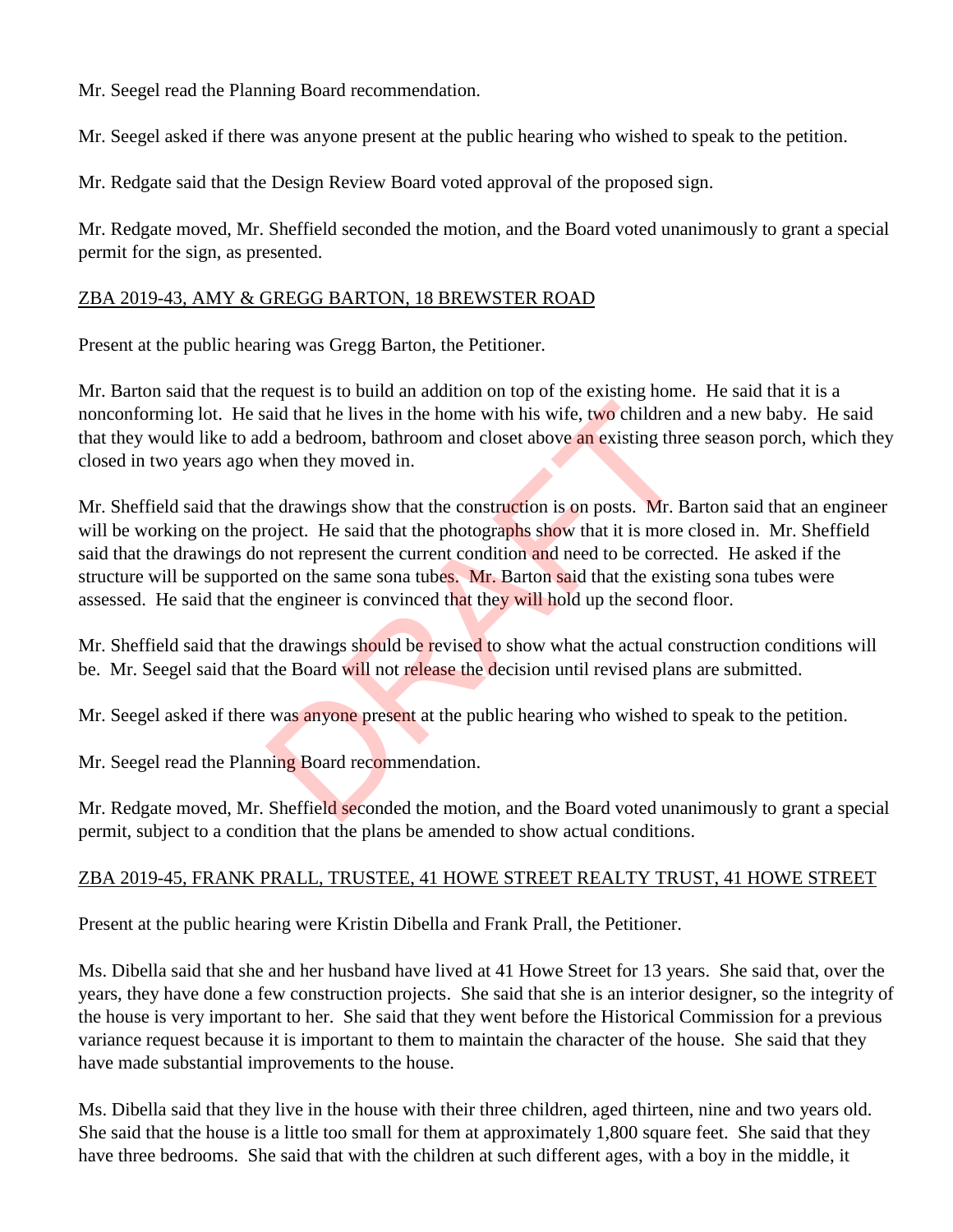Mr. Seegel read the Planning Board recommendation.

Mr. Seegel asked if there was anyone present at the public hearing who wished to speak to the petition.

Mr. Redgate said that the Design Review Board voted approval of the proposed sign.

Mr. Redgate moved, Mr. Sheffield seconded the motion, and the Board voted unanimously to grant a special permit for the sign, as presented.

ZBA 2019-43, AMY & GREGG BARTON, 18 BREWSTER ROAD

Present at the public hearing was Gregg Barton, the Petitioner.

Mr. Barton said that the request is to build an addition on top of the existing home. He said that it is a nonconforming lot. He said that he lives in the home with his wife, two children and a new baby. He said that they would like to add a bedroom, bathroom and closet above an existing three season porch, which they closed in two years ago when they moved in.

Mr. Sheffield said that the drawings show that the construction is on posts. Mr. Barton said that an engineer will be working on the project. He said that the photographs show that it is more closed in. Mr. Sheffield said that the drawings do not represent the current condition and need to be corrected. He asked if the structure will be supported on the same sona tubes. Mr. Barton said that the existing sona tubes were assessed. He said that the engineer is convinced that they will hold up the second floor.

Mr. Sheffield said that the drawings should be revised to show what the actual construction conditions will be. Mr. Seegel said that the Board will not release the decision until revised plans are submitted.

Mr. Seegel asked if there was anyone present at the public hearing who wished to speak to the petition.

Mr. Seegel read the Planning Board recommendation.

Mr. Redgate moved, Mr. Sheffield seconded the motion, and the Board voted unanimously to grant a special permit, subject to a condition that the plans be amended to show actual conditions.

ZBA 2019-45, FRANK PRALL, TRUSTEE, 41 HOWE STREET REALTY TRUST, 41 HOWE STREET

Present at the public hearing were Kristin Dibella and Frank Prall, the Petitioner.

Ms. Dibella said that she and her husband have lived at 41 Howe Street for 13 years. She said that, over the years, they have done a few construction projects. She said that she is an interior designer, so the integrity of the house is very important to her. She said that they went before the Historical Commission for a previous variance request because it is important to them to maintain the character of the house. She said that they have made substantial improvements to the house.

Ms. Dibella said that they live in the house with their three children, aged thirteen, nine and two years old. She said that the house is a little too small for them at approximately 1,800 square feet. She said that they have three bedrooms. She said that with the children at such different ages, with a boy in the middle, it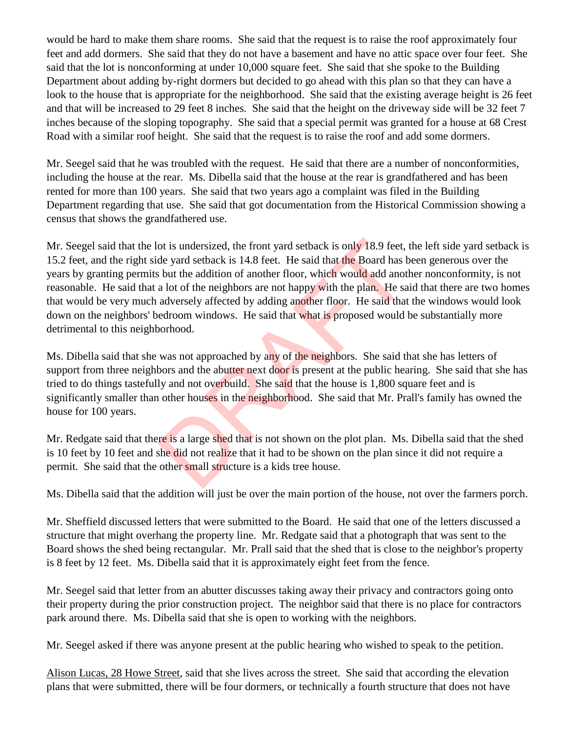would be hard to make them share rooms. She said that the request is to raise the roof approximately four feet and add dormers. She said that they do not have a basement and have no attic space over four feet. She said that the lot is nonconforming at under 10,000 square feet. She said that she spoke to the Building Department about adding by-right dormers but decided to go ahead with this plan so that they can have a look to the house that is appropriate for the neighborhood. She said that the existing average height is 26 feet and that will be increased to 29 feet 8 inches. She said that the height on the driveway side will be 32 feet 7 inches because of the sloping topography. She said that a special permit was granted for a house at 68 Crest Road with a similar roof height. She said that the request is to raise the roof and add some dormers.

Mr. Seegel said that he was troubled with the request. He said that there are a number of nonconformities, including the house at the rear. Ms. Dibella said that the house at the rear is grandfathered and has been rented for more than 100 years. She said that two years ago a complaint was filed in the Building Department regarding that use. She said that got documentation from the Historical Commission showing a census that shows the grandfathered use.

Mr. Seegel said that the lot is undersized, the front yard setback is only 18.9 feet, the left side yard setback is 15.2 feet, and the right side yard setback is 14.8 feet. He said that the Board has been generous over the years by granting permits but the addition of another floor, which would add another nonconformity, is not reasonable. He said that a lot of the neighbors are not happy with the plan. He said that there are two homes that would be very much adversely affected by adding another floor. He said that the windows would look down on the neighbors' bedroom windows. He said that what is proposed would be substantially more detrimental to this neighborhood.

Ms. Dibella said that she was not approached by any of the neighbors. She said that she has letters of support from three neighbors and the abutter next door is present at the public hearing. She said that she has tried to do things tastefully and not overbuild. She said that the house is 1,800 square feet and is significantly smaller than other houses in the neighborhood. She said that Mr. Prall's family has owned the house for 100 years.

Mr. Redgate said that there is a large shed that is not shown on the plot plan. Ms. Dibella said that the shed is 10 feet by 10 feet and she did not realize that it had to be shown on the plan since it did not require a permit. She said that the other small structure is a kids tree house.

Ms. Dibella said that the addition will just be over the main portion of the house, not over the farmers porch.

Mr. Sheffield discussed letters that were submitted to the Board. He said that one of the letters discussed a structure that might overhang the property line. Mr. Redgate said that a photograph that was sent to the Board shows the shed being rectangular. Mr. Prall said that the shed that is close to the neighbor's property is 8 feet by 12 feet. Ms. Dibella said that it is approximately eight feet from the fence.

Mr. Seegel said that letter from an abutter discusses taking away their privacy and contractors going onto their property during the prior construction project. The neighbor said that there is no place for contractors park around there. Ms. Dibella said that she is open to working with the neighbors.

Mr. Seegel asked if there was anyone present at the public hearing who wished to speak to the petition.

Alison Lucas, 28 Howe Street, said that she lives across the street. She said that according the elevation plans that were submitted, there will be four dormers, or technically a fourth structure that does not have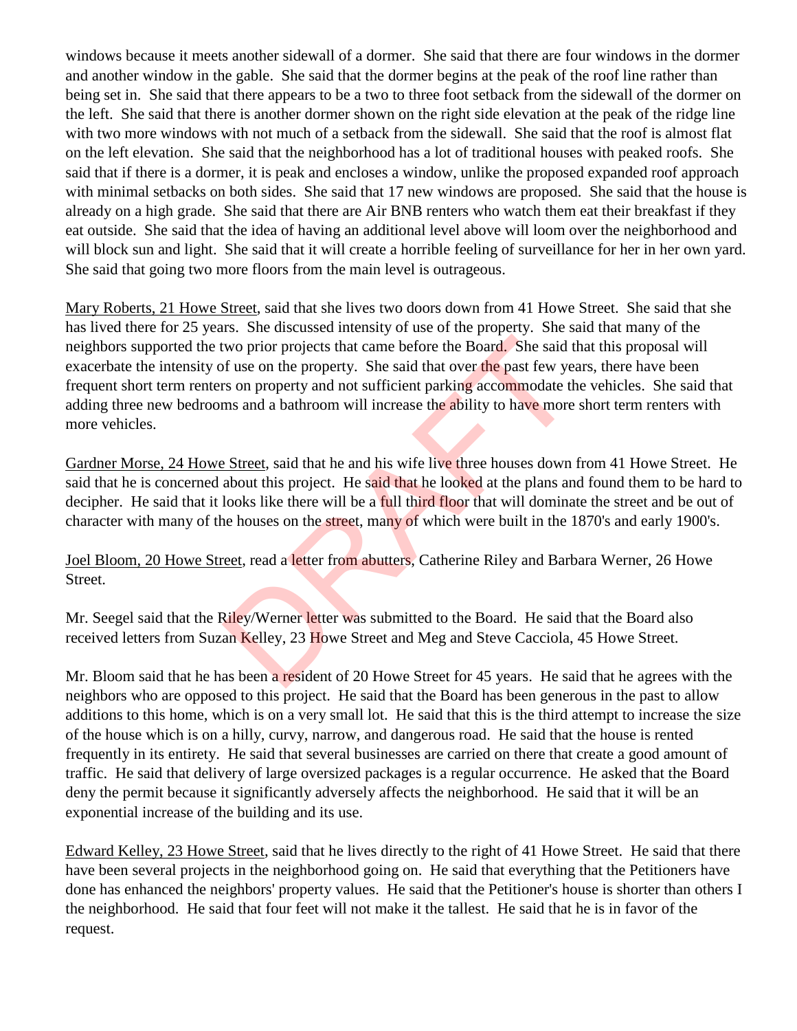windows because it meets another sidewall of a dormer. She said that there are four windows in the dormer and another window in the gable. She said that the dormer begins at the peak of the roof line rather than being set in. She said that there appears to be a two to three foot setback from the sidewall of the dormer on the left. She said that there is another dormer shown on the right side elevation at the peak of the ridge line with two more windows with not much of a setback from the sidewall. She said that the roof is almost flat on the left elevation. She said that the neighborhood has a lot of traditional houses with peaked roofs. She said that if there is a dormer, it is peak and encloses a window, unlike the proposed expanded roof approach with minimal setbacks on both sides. She said that 17 new windows are proposed. She said that the house is already on a high grade. She said that there are Air BNB renters who watch them eat their breakfast if they eat outside. She said that the idea of having an additional level above will loom over the neighborhood and will block sun and light. She said that it will create a horrible feeling of surveillance for her in her own yard. She said that going two more floors from the main level is outrageous.

Mary Roberts, 21 Howe Street, said that she lives two doors down from 41 Howe Street. She said that she has lived there for 25 years. She discussed intensity of use of the property. She said that many of the neighbors supported the two prior projects that came before the Board. She said that this proposal will exacerbate the intensity of use on the property. She said that over the past few years, there have been frequent short term renters on property and not sufficient parking accommodate the vehicles. She said that adding three new bedrooms and a bathroom will increase the ability to have more short term renters with more vehicles.

Gardner Morse, 24 Howe Street, said that he and his wife live three houses down from 41 Howe Street. He said that he is concerned about this project. He said that he looked at the plans and found them to be hard to decipher. He said that it looks like there will be a full third floor that will dominate the street and be out of character with many of the houses on the street, many of which were built in the 1870's and early 1900's.

Joel Bloom, 20 Howe Street, read a letter from abutters, Catherine Riley and Barbara Werner, 26 Howe Street.

Mr. Seegel said that the Riley/Werner letter was submitted to the Board. He said that the Board also received letters from Suzan Kelley, 23 Howe Street and Meg and Steve Cacciola, 45 Howe Street.

Mr. Bloom said that he has been a resident of 20 Howe Street for 45 years. He said that he agrees with the neighbors who are opposed to this project. He said that the Board has been generous in the past to allow additions to this home, which is on a very small lot. He said that this is the third attempt to increase the size of the house which is on a hilly, curvy, narrow, and dangerous road. He said that the house is rented frequently in its entirety. He said that several businesses are carried on there that create a good amount of traffic. He said that delivery of large oversized packages is a regular occurrence. He asked that the Board deny the permit because it significantly adversely affects the neighborhood. He said that it will be an exponential increase of the building and its use.

Edward Kelley, 23 Howe Street, said that he lives directly to the right of 41 Howe Street. He said that there have been several projects in the neighborhood going on. He said that everything that the Petitioners have done has enhanced the neighbors' property values. He said that the Petitioner's house is shorter than others I the neighborhood. He said that four feet will not make it the tallest. He said that he is in favor of the request.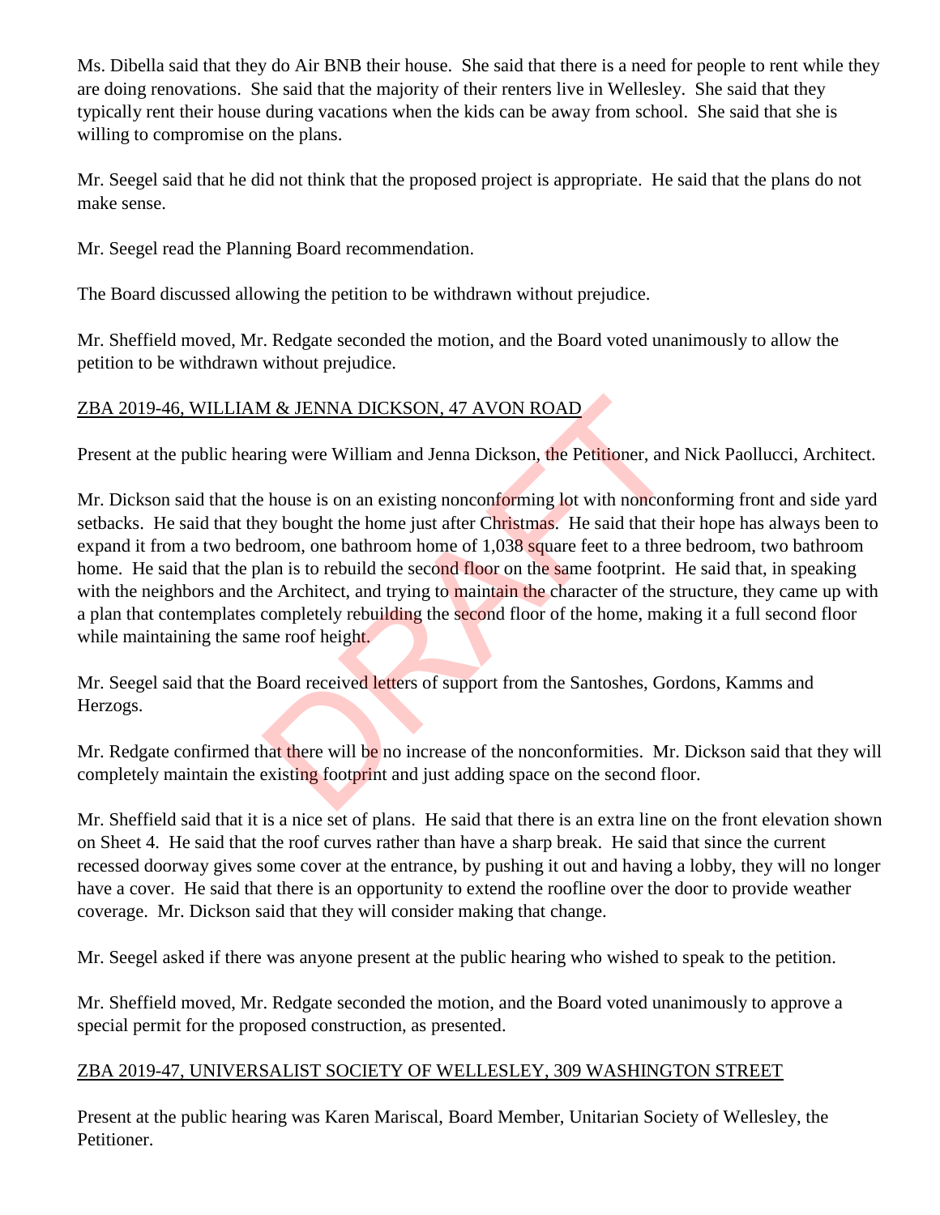Ms. Dibella said that they do Air BNB their house. She said that there is a need for people to rent while they are doing renovations. She said that the majority of their renters live in Wellesley. She said that they typically rent their house during vacations when the kids can be away from school. She said that she is willing to compromise on the plans.

Mr. Seegel said that he did not think that the proposed project is appropriate. He said that the plans do not make sense.

Mr. Seegel read the Planning Board recommendation.

The Board discussed allowing the petition to be withdrawn without prejudice.

Mr. Sheffield moved, Mr. Redgate seconded the motion, and the Board voted unanimously to allow the petition to be withdrawn without prejudice.

ZBA 2019-46, WILLIAM & JENNA DICKSON, 47 AVON ROAD

Present at the public hearing were William and Jenna Dickson, the Petitioner, and Nick Paollucci, Architect.

Mr. Dickson said that the house is on an existing nonconforming lot with nonconforming front and side yard setbacks. He said that they bought the home just after Christmas. He said that their hope has always been to expand it from a two bedroom, one bathroom home of 1,038 square feet to a three bedroom, two bathroom home. He said that the plan is to rebuild the second floor on the same footprint. He said that, in speaking with the neighbors and the Architect, and trying to maintain the character of the structure, they came up with a plan that contemplates completely rebuilding the second floor of the home, making it a full second floor while maintaining the same roof height.

Mr. Seegel said that the Board received letters of support from the Santoshes, Gordons, Kamms and Herzogs.

Mr. Redgate confirmed that there will be no increase of the nonconformities. Mr. Dickson said that they will completely maintain the existing footprint and just adding space on the second floor.

Mr. Sheffield said that it is a nice set of plans. He said that there is an extra line on the front elevation shown on Sheet 4. He said that the roof curves rather than have a sharp break. He said that since the current recessed doorway gives some cover at the entrance, by pushing it out and having a lobby, they will no longer have a cover. He said that there is an opportunity to extend the roofline over the door to provide weather coverage. Mr. Dickson said that they will consider making that change.

Mr. Seegel asked if there was anyone present at the public hearing who wished to speak to the petition.

Mr. Sheffield moved, Mr. Redgate seconded the motion, and the Board voted unanimously to approve a special permit for the proposed construction, as presented.

ZBA 2019-47, UNIVERSALIST SOCIETY OF WELLESLEY, 309 WASHINGTON STREET

Present at the public hearing was Karen Mariscal, Board Member, Unitarian Society of Wellesley, the Petitioner.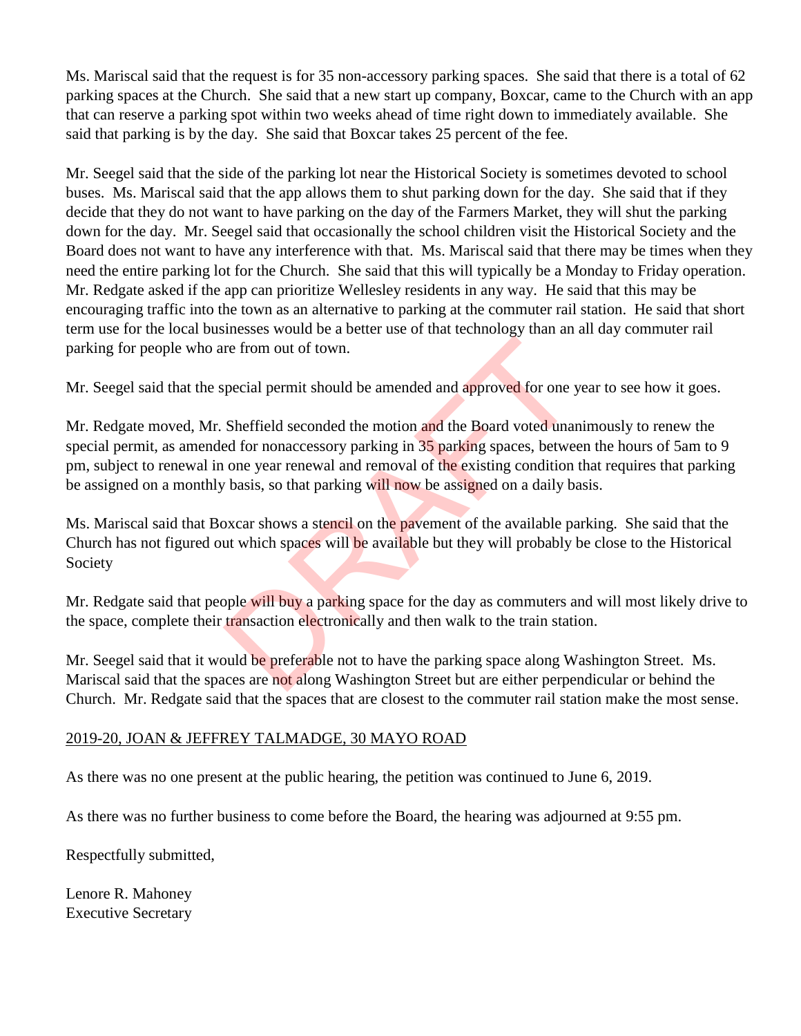Ms. Mariscal said that the request is for 35 non-accessory parking spaces. She said that there is a total of 62 parking spaces at the Church. She said that a new start up company, Boxcar, came to the Church with an app that can reserve a parking spot within two weeks ahead of time right down to immediately available. She said that parking is by the day. She said that Boxcar takes 25 percent of the fee.

Mr. Seegel said that the side of the parking lot near the Historical Society is sometimes devoted to school buses. Ms. Mariscal said that the app allows them to shut parking down for the day. She said that if they decide that they do not want to have parking on the day of the Farmers Market, they will shut the parking down for the day. Mr. Seegel said that occasionally the school children visit the Historical Society and the Board does not want to have any interference with that. Ms. Mariscal said that there may be times when they need the entire parking lot for the Church. She said that this will typically be a Monday to Friday operation. Mr. Redgate asked if the app can prioritize Wellesley residents in any way. He said that this may be encouraging traffic into the town as an alternative to parking at the commuter rail station. He said that short term use for the local businesses would be a better use of that technology than an all day commuter rail parking for people who are from out of town.

Mr. Seegel said that the special permit should be amended and approved for one year to see how it goes.

Mr. Redgate moved, Mr. Sheffield seconded the motion and the Board voted unanimously to renew the special permit, as amended for nonaccessory parking in 35 parking spaces, between the hours of 5am to 9 pm, subject to renewal in one year renewal and removal of the existing condition that requires that parking be assigned on a monthly basis, so that parking will now be assigned on a daily basis.

Ms. Mariscal said that Boxcar shows a stencil on the pavement of the available parking. She said that the Church has not figured out which spaces will be available but they will probably be close to the Historical Society

Mr. Redgate said that people will buy a parking space for the day as commuters and will most likely drive to the space, complete their transaction electronically and then walk to the train station.

Mr. Seegel said that it would be preferable not to have the parking space along Washington Street. Ms. Mariscal said that the spaces are not along Washington Street but are either perpendicular or behind the Church. Mr. Redgate said that the spaces that are closest to the commuter rail station make the most sense.

## 2019-20, JOAN & JEFFREY TALMADGE, 30 MAYO ROAD

As there was no one present at the public hearing, the petition was continued to June 6, 2019.

As there was no further business to come before the Board, the hearing was adjourned at 9:55 pm.

Respectfully submitted,

Lenore R. Mahoney
Executive Secretary